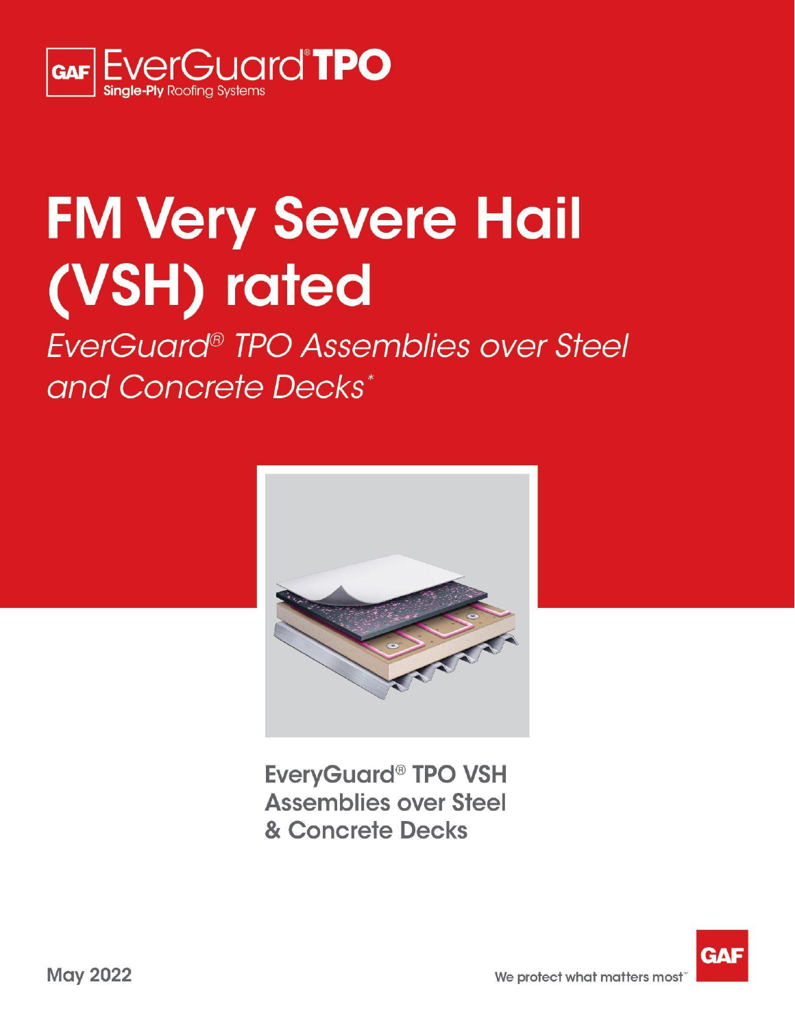GAF EverGuard® **TPO**
**Single-Ply** Roofing Systems

# FM Very Severe Hail (VSH) rated

*EverGuard® TPO Assemblies over Steel and Concrete Decks**

**EveryGuard® TPO VSH Assemblies over Steel & Concrete Decks**

**May 2022**

GAF
We protect what matters most™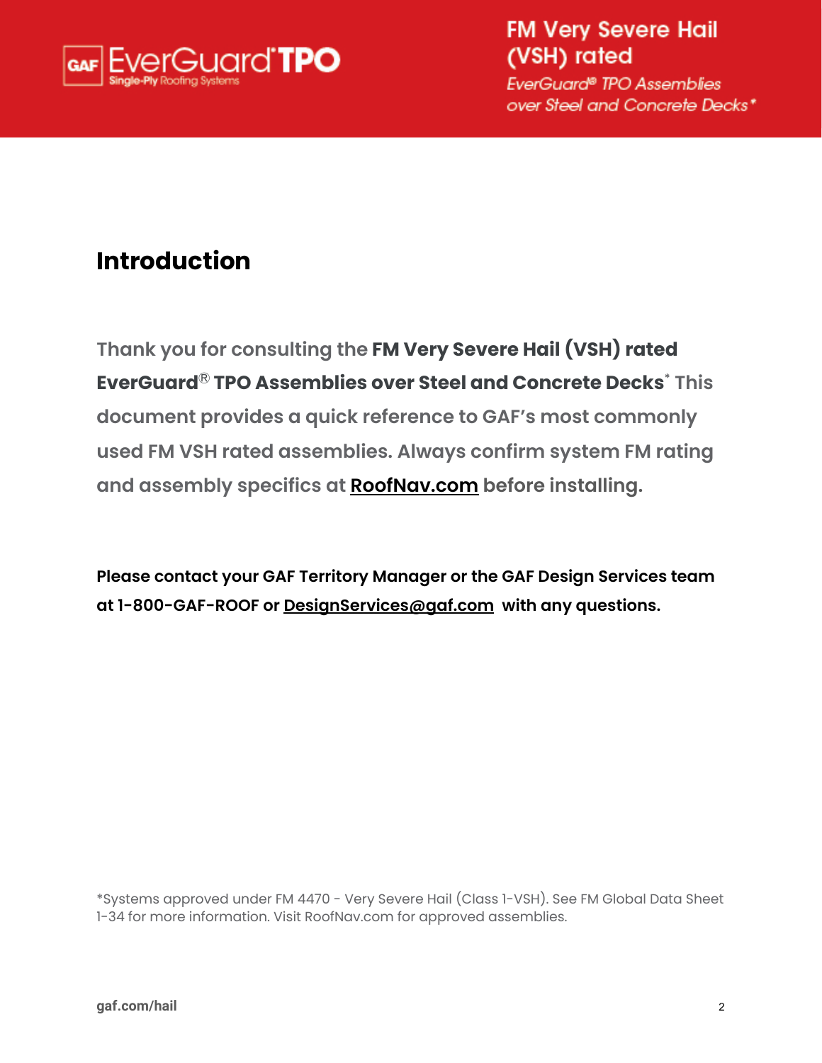# Introduction

Thank you for consulting the **FM Very Severe Hail (VSH) rated EverGuard® TPO Assemblies over Steel and Concrete Decks*** This document provides a quick reference to GAF's most commonly used FM VSH rated assemblies. Always confirm system FM rating and assembly specifics at RoofNav.com before installing.

**Please contact your GAF Territory Manager or the GAF Design Services team at 1-800-GAF-ROOF or DesignServices@gaf.com with any questions.**

*Systems approved under FM 4470 - Very Severe Hail (Class 1-VSH). See FM Global Data Sheet 1-34 for more information. Visit RoofNav.com for approved assemblies.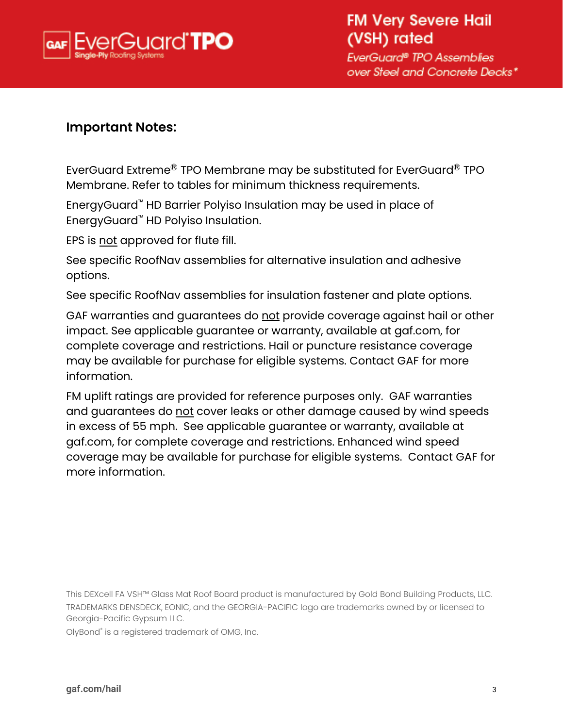## Important Notes:

EverGuard Extreme® TPO Membrane may be substituted for EverGuard® TPO Membrane. Refer to tables for minimum thickness requirements.

EnergyGuard™ HD Barrier Polyiso Insulation may be used in place of EnergyGuard™ HD Polyiso Insulation.

EPS is not approved for flute fill.

See specific RoofNav assemblies for alternative insulation and adhesive options.

See specific RoofNav assemblies for insulation fastener and plate options.

GAF warranties and guarantees do not provide coverage against hail or other impact. See applicable guarantee or warranty, available at gaf.com, for complete coverage and restrictions. Hail or puncture resistance coverage may be available for purchase for eligible systems. Contact GAF for more information.

FM uplift ratings are provided for reference purposes only. GAF warranties and guarantees do not cover leaks or other damage caused by wind speeds in excess of 55 mph. See applicable guarantee or warranty, available at gaf.com, for complete coverage and restrictions. Enhanced wind speed coverage may be available for purchase for eligible systems. Contact GAF for more information.

This DEXcell FA VSH™ Glass Mat Roof Board product is manufactured by Gold Bond Building Products, LLC.
TRADEMARKS DENSDECK, EONIC, and the GEORGIA-PACIFIC logo are trademarks owned by or licensed to Georgia-Pacific Gypsum LLC.
OlyBond® is a registered trademark of OMG, Inc.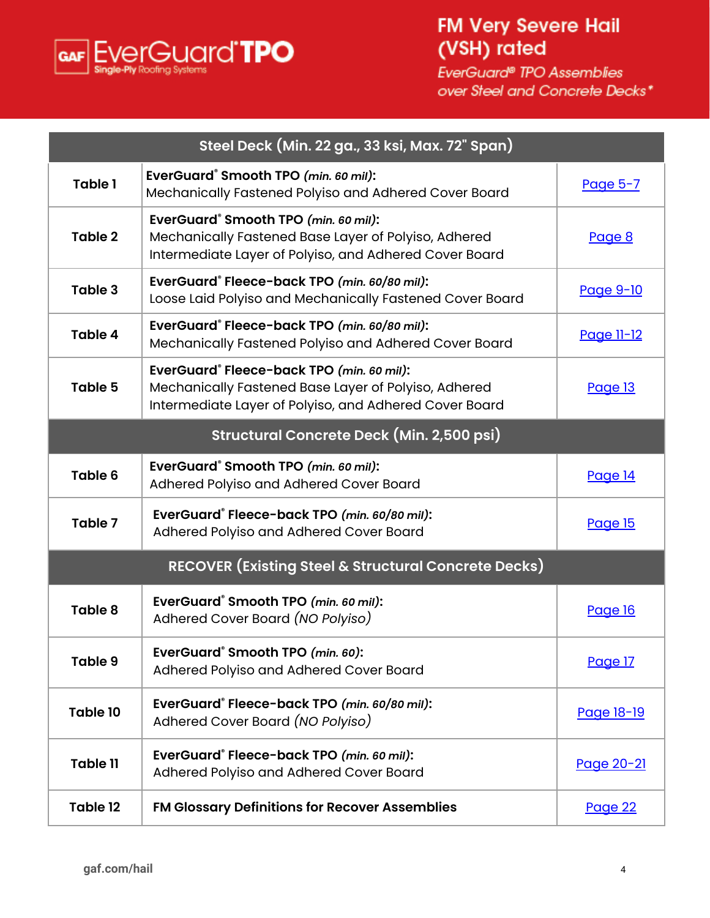# FM Very Severe Hail (VSH) rated

*EverGuard® TPO Assemblies over Steel and Concrete Decks**

| | | |
|---|---|---|
| **Steel Deck (Min. 22 ga., 33 ksi, Max. 72" Span)** | | |
| **Table 1** | **EverGuard® Smooth TPO** ***(min. 60 mil)*****:** Mechanically Fastened Polyiso and Adhered Cover Board | Page 5-7 |
| **Table 2** | **EverGuard® Smooth TPO** ***(min. 60 mil)*****:** Mechanically Fastened Base Layer of Polyiso, Adhered Intermediate Layer of Polyiso, and Adhered Cover Board | Page 8 |
| **Table 3** | **EverGuard® Fleece-back TPO** ***(min. 60/80 mil)*****:** Loose Laid Polyiso and Mechanically Fastened Cover Board | Page 9-10 |
| **Table 4** | **EverGuard® Fleece-back TPO** ***(min. 60/80 mil)*****:** Mechanically Fastened Polyiso and Adhered Cover Board | Page 11-12 |
| **Table 5** | **EverGuard® Fleece-back TPO** ***(min. 60 mil)*****:** Mechanically Fastened Base Layer of Polyiso, Adhered Intermediate Layer of Polyiso, and Adhered Cover Board | Page 13 |
| **Structural Concrete Deck (Min. 2,500 psi)** | | |
| **Table 6** | **EverGuard® Smooth TPO** ***(min. 60 mil)*****:** Adhered Polyiso and Adhered Cover Board | Page 14 |
| **Table 7** | **EverGuard® Fleece-back TPO** ***(min. 60/80 mil)*****:** Adhered Polyiso and Adhered Cover Board | Page 15 |
| **RECOVER (Existing Steel & Structural Concrete Decks)** | | |
| **Table 8** | **EverGuard® Smooth TPO** ***(min. 60 mil)*****:** Adhered Cover Board *(NO Polyiso)* | Page 16 |
| **Table 9** | **EverGuard® Smooth TPO** ***(min. 60)*****:** Adhered Polyiso and Adhered Cover Board | Page 17 |
| **Table 10** | **EverGuard® Fleece-back TPO** ***(min. 60/80 mil)*****:** Adhered Cover Board *(NO Polyiso)* | Page 18-19 |
| **Table 11** | **EverGuard® Fleece-back TPO** ***(min. 60 mil)*****:** Adhered Polyiso and Adhered Cover Board | Page 20-21 |
| **Table 12** | **FM Glossary Definitions for Recover Assemblies** | Page 22 |

gaf.com/hail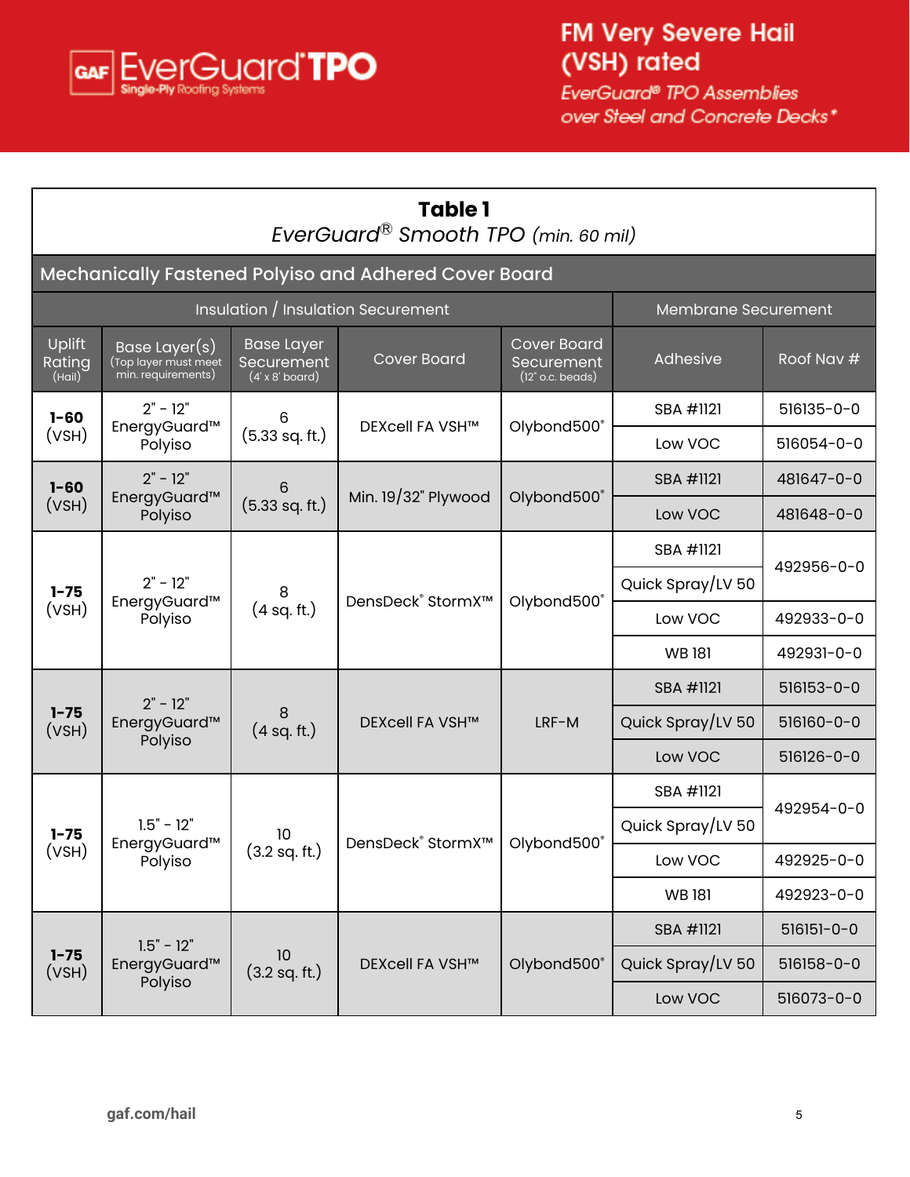# FM Very Severe Hail (VSH) rated

*EverGuard® TPO Assemblies over Steel and Concrete Decks**

## Table 1

*EverGuard® Smooth TPO (min. 60 mil)*

### Mechanically Fastened Polyiso and Adhered Cover Board

| Insulation / Insulation Securement | | | | | Membrane Securement | |
|---|---|---|---|---|---|---|
| Uplift Rating (Hail) | Base Layer(s) (Top layer must meet min. requirements) | Base Layer Securement (4' x 8' board) | Cover Board | Cover Board Securement (12" o.c. beads) | Adhesive | Roof Nav # |
| 1-60 (VSH) | 2" - 12" EnergyGuard™ Polyiso | 6 (5.33 sq. ft.) | DEXcell FA VSH™ | Olybond500® | SBA #1121 | 516135-0-0 |
| | | | | | Low VOC | 516054-0-0 |
| 1-60 (VSH) | 2" - 12" EnergyGuard™ Polyiso | 6 (5.33 sq. ft.) | Min. 19/32" Plywood | Olybond500® | SBA #1121 | 481647-0-0 |
| | | | | | Low VOC | 481648-0-0 |
| 1-75 (VSH) | 2" - 12" EnergyGuard™ Polyiso | 8 (4 sq. ft.) | DensDeck® StormX™ | Olybond500® | SBA #1121 | 492956-0-0 |
| | | | | | Quick Spray/LV 50 | 492956-0-0 |
| | | | | | Low VOC | 492933-0-0 |
| | | | | | WB 181 | 492931-0-0 |
| 1-75 (VSH) | 2" - 12" EnergyGuard™ Polyiso | 8 (4 sq. ft.) | DEXcell FA VSH™ | LRF-M | SBA #1121 | 516153-0-0 |
| | | | | | Quick Spray/LV 50 | 516160-0-0 |
| | | | | | Low VOC | 516126-0-0 |
| 1-75 (VSH) | 1.5" - 12" EnergyGuard™ Polyiso | 10 (3.2 sq. ft.) | DensDeck® StormX™ | Olybond500® | SBA #1121 | 492954-0-0 |
| | | | | | Quick Spray/LV 50 | 492954-0-0 |
| | | | | | Low VOC | 492925-0-0 |
| | | | | | WB 181 | 492923-0-0 |
| 1-75 (VSH) | 1.5" - 12" EnergyGuard™ Polyiso | 10 (3.2 sq. ft.) | DEXcell FA VSH™ | Olybond500® | SBA #1121 | 516151-0-0 |
| | | | | | Quick Spray/LV 50 | 516158-0-0 |
| | | | | | Low VOC | 516073-0-0 |

gaf.com/hail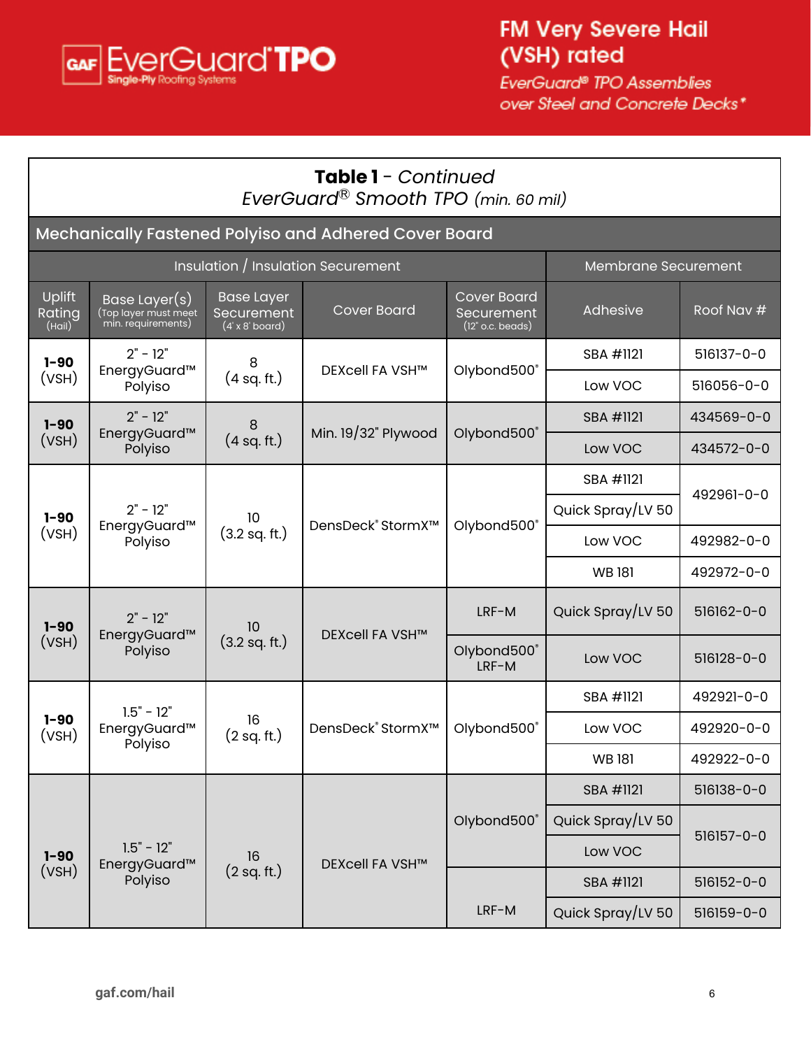# FM Very Severe Hail (VSH) rated

*EverGuard® TPO Assemblies over Steel and Concrete Decks**

## Table 1 - *Continued*

### *EverGuard® Smooth TPO (min. 60 mil)*

**Mechanically Fastened Polyiso and Adhered Cover Board**

| Insulation / Insulation Securement | | | | | Membrane Securement | |
|---|---|---|---|---|---|---|
| Uplift Rating (Hail) | Base Layer(s) (Top layer must meet min. requirements) | Base Layer Securement (4' x 8' board) | Cover Board | Cover Board Securement (12" o.c. beads) | Adhesive | Roof Nav # |
| **1-90** (VSH) | 2" - 12" EnergyGuard™ Polyiso | 8 (4 sq. ft.) | DEXcell FA VSH™ | Olybond500® | SBA #1121 | 516137-0-0 |
| | | | | | Low VOC | 516056-0-0 |
| **1-90** (VSH) | 2" - 12" EnergyGuard™ Polyiso | 8 (4 sq. ft.) | Min. 19/32" Plywood | Olybond500® | SBA #1121 | 434569-0-0 |
| | | | | | Low VOC | 434572-0-0 |
| **1-90** (VSH) | 2" - 12" EnergyGuard™ Polyiso | 10 (3.2 sq. ft.) | DensDeck® StormX™ | Olybond500® | SBA #1121 | 492961-0-0 |
| | | | | | Quick Spray/LV 50 | 492961-0-0 |
| | | | | | Low VOC | 492982-0-0 |
| | | | | | WB 181 | 492972-0-0 |
| **1-90** (VSH) | 2" - 12" EnergyGuard™ Polyiso | 10 (3.2 sq. ft.) | DEXcell FA VSH™ | LRF-M | Quick Spray/LV 50 | 516162-0-0 |
| | | | | Olybond500® LRF-M | Low VOC | 516128-0-0 |
| **1-90** (VSH) | 1.5" - 12" EnergyGuard™ Polyiso | 16 (2 sq. ft.) | DensDeck® StormX™ | Olybond500® | SBA #1121 | 492921-0-0 |
| | | | | | Low VOC | 492920-0-0 |
| | | | | | WB 181 | 492922-0-0 |
| **1-90** (VSH) | 1.5" - 12" EnergyGuard™ Polyiso | 16 (2 sq. ft.) | DEXcell FA VSH™ | Olybond500® | SBA #1121 | 516138-0-0 |
| | | | | | Quick Spray/LV 50 | 516157-0-0 |
| | | | | | Low VOC | 516157-0-0 |
| | | | | LRF-M | SBA #1121 | 516152-0-0 |
| | | | | | Quick Spray/LV 50 | 516159-0-0 |

gaf.com/hail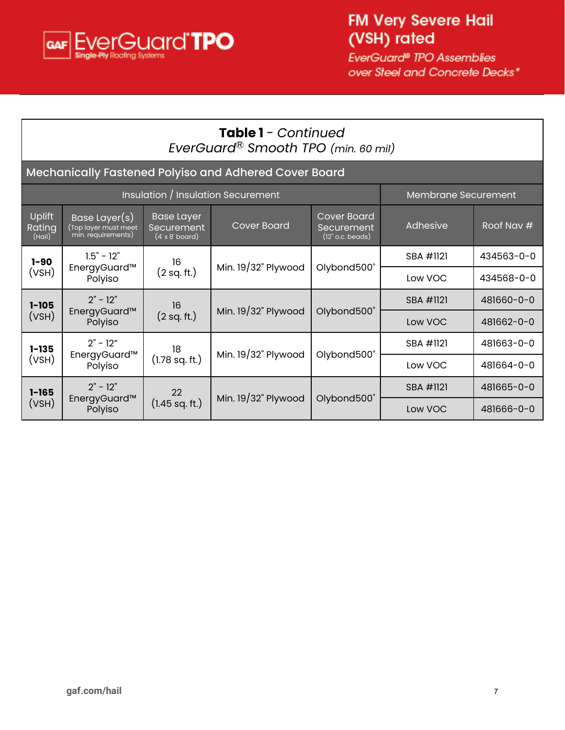# FM Very Severe Hail (VSH) rated

*EverGuard® TPO Assemblies over Steel and Concrete Decks**

## Table 1 - *Continued*

### *EverGuard® Smooth TPO (min. 60 mil)*

**Mechanically Fastened Polyiso and Adhered Cover Board**

| Insulation / Insulation Securement | | | | | Membrane Securement | |
|---|---|---|---|---|---|---|
| Uplift Rating (Hail) | Base Layer(s) (Top layer must meet min. requirements) | Base Layer Securement (4' x 8' board) | Cover Board | Cover Board Securement (12" o.c. beads) | Adhesive | Roof Nav # |
| **1-90** (VSH) | 1.5" - 12" EnergyGuard™ Polyiso | 16 (2 sq. ft.) | Min. 19/32" Plywood | Olybond500® | SBA #1121 | 434563-0-0 |
| | | | | | Low VOC | 434568-0-0 |
| **1-105** (VSH) | 2" - 12" EnergyGuard™ Polyiso | 16 (2 sq. ft.) | Min. 19/32" Plywood | Olybond500® | SBA #1121 | 481660-0-0 |
| | | | | | Low VOC | 481662-0-0 |
| **1-135** (VSH) | 2" - 12" EnergyGuard™ Polyiso | 18 (1.78 sq. ft.) | Min. 19/32" Plywood | Olybond500® | SBA #1121 | 481663-0-0 |
| | | | | | Low VOC | 481664-0-0 |
| **1-165** (VSH) | 2" - 12" EnergyGuard™ Polyiso | 22 (1.45 sq. ft.) | Min. 19/32" Plywood | Olybond500® | SBA #1121 | 481665-0-0 |
| | | | | | Low VOC | 481666-0-0 |

gaf.com/hail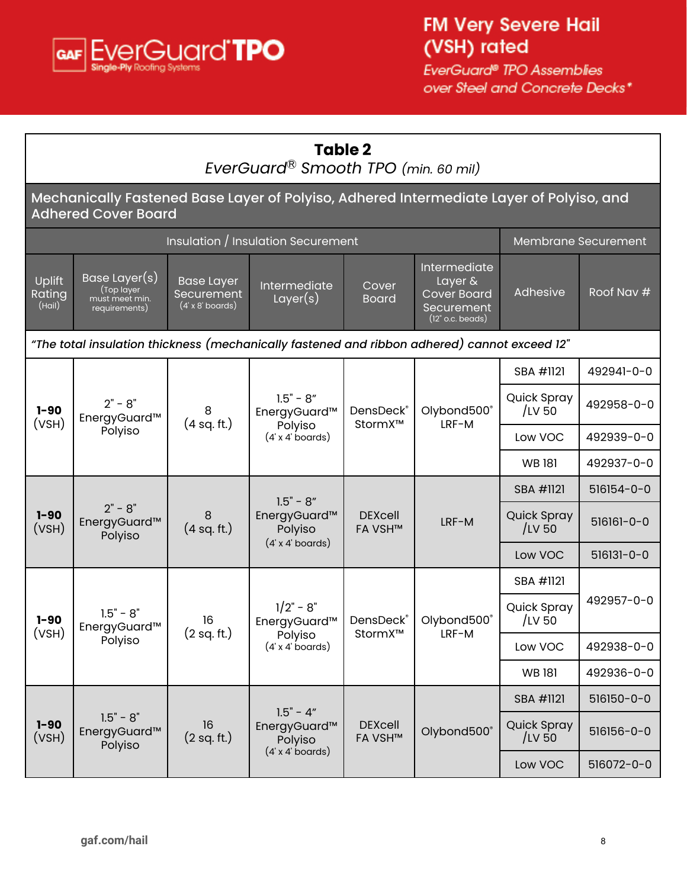# FM Very Severe Hail (VSH) rated

*EverGuard® TPO Assemblies over Steel and Concrete Decks**

## Table 2

*EverGuard® Smooth TPO (min. 60 mil)*

### Mechanically Fastened Base Layer of Polyiso, Adhered Intermediate Layer of Polyiso, and Adhered Cover Board

| Insulation / Insulation Securement | | | | | | Membrane Securement | |
|---|---|---|---|---|---|---|---|
| Uplift Rating (Hail) | Base Layer(s) (Top layer must meet min. requirements) | Base Layer Securement (4' x 8' boards) | Intermediate Layer(s) | Cover Board | Intermediate Layer & Cover Board Securement (12" o.c. beads) | Adhesive | Roof Nav # |
| *"The total insulation thickness (mechanically fastened and ribbon adhered) cannot exceed 12"* | | | | | | | |
| **1-90** (VSH) | 2" - 8" EnergyGuard™ Polyiso | 8 (4 sq. ft.) | 1.5" - 8" EnergyGuard™ Polyiso (4' x 4' boards) | DensDeck® StormX™ | Olybond500® LRF-M | SBA #1121 | 492941-0-0 |
| | | | | | | Quick Spray /LV 50 | 492958-0-0 |
| | | | | | | Low VOC | 492939-0-0 |
| | | | | | | WB 181 | 492937-0-0 |
| **1-90** (VSH) | 2" - 8" EnergyGuard™ Polyiso | 8 (4 sq. ft.) | 1.5" - 8" EnergyGuard™ Polyiso (4' x 4' boards) | DEXcell FA VSH™ | LRF-M | SBA #1121 | 516154-0-0 |
| | | | | | | Quick Spray /LV 50 | 516161-0-0 |
| | | | | | | Low VOC | 516131-0-0 |
| **1-90** (VSH) | 1.5" - 8" EnergyGuard™ Polyiso | 16 (2 sq. ft.) | 1/2" - 8" EnergyGuard™ Polyiso (4' x 4' boards) | DensDeck® StormX™ | Olybond500® LRF-M | SBA #1121 | 492957-0-0 |
| | | | | | | Quick Spray /LV 50 | 492957-0-0 |
| | | | | | | Low VOC | 492938-0-0 |
| | | | | | | WB 181 | 492936-0-0 |
| **1-90** (VSH) | 1.5" - 8" EnergyGuard™ Polyiso | 16 (2 sq. ft.) | 1.5" - 4" EnergyGuard™ Polyiso (4' x 4' boards) | DEXcell FA VSH™ | Olybond500® | SBA #1121 | 516150-0-0 |
| | | | | | | Quick Spray /LV 50 | 516156-0-0 |
| | | | | | | Low VOC | 516072-0-0 |

gaf.com/hail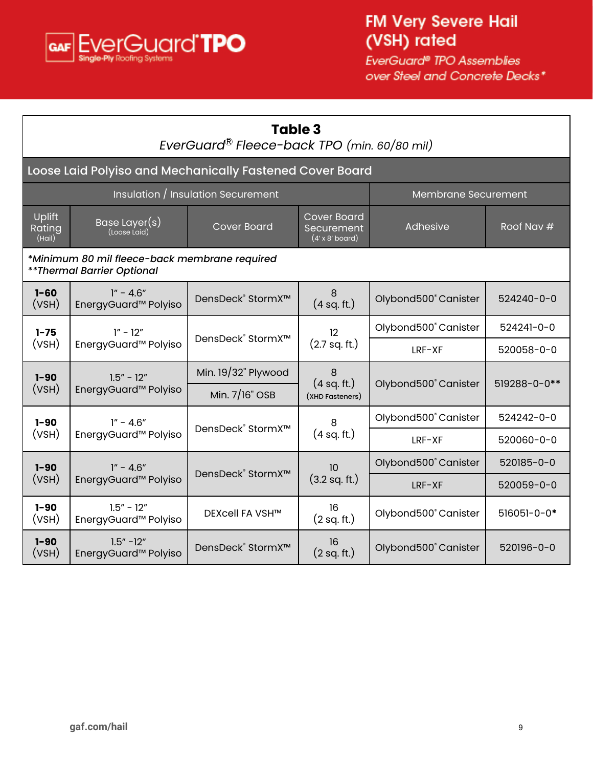# FM Very Severe Hail (VSH) rated

*EverGuard® TPO Assemblies over Steel and Concrete Decks**

## Table 3

*EverGuard® Fleece-back TPO (min. 60/80 mil)*

### Loose Laid Polyiso and Mechanically Fastened Cover Board

| Insulation / Insulation Securement | | | | Membrane Securement | |
|---|---|---|---|---|---|
| Uplift Rating (Hail) | Base Layer(s) (Loose Laid) | Cover Board | Cover Board Securement (4' x 8' board) | Adhesive | Roof Nav # |
| *\*Minimum 80 mil fleece-back membrane required*<br>*\*\*Thermal Barrier Optional* | | | | | |
| **1-60** (VSH) | 1" - 4.6" EnergyGuard™ Polyiso | DensDeck® StormX™ | 8 (4 sq. ft.) | Olybond500® Canister | 524240-0-0 |
| **1-75** (VSH) | 1" - 12" EnergyGuard™ Polyiso | DensDeck® StormX™ | 12 (2.7 sq. ft.) | Olybond500® Canister | 524241-0-0 |
| | | | | LRF-XF | 520058-0-0 |
| **1-90** (VSH) | 1.5" - 12" EnergyGuard™ Polyiso | Min. 19/32" Plywood | 8 (4 sq. ft.) (XHD Fasteners) | Olybond500® Canister | 519288-0-0** |
| | | Min. 7/16" OSB | | | |
| **1-90** (VSH) | 1" - 4.6" EnergyGuard™ Polyiso | DensDeck® StormX™ | 8 (4 sq. ft.) | Olybond500® Canister | 524242-0-0 |
| | | | | LRF-XF | 520060-0-0 |
| **1-90** (VSH) | 1" - 4.6" EnergyGuard™ Polyiso | DensDeck® StormX™ | 10 (3.2 sq. ft.) | Olybond500® Canister | 520185-0-0 |
| | | | | LRF-XF | 520059-0-0 |
| **1-90** (VSH) | 1.5" - 12" EnergyGuard™ Polyiso | DEXcell FA VSH™ | 16 (2 sq. ft.) | Olybond500® Canister | 516051-0-0* |
| **1-90** (VSH) | 1.5" -12" EnergyGuard™ Polyiso | DensDeck® StormX™ | 16 (2 sq. ft.) | Olybond500® Canister | 520196-0-0 |

gaf.com/hail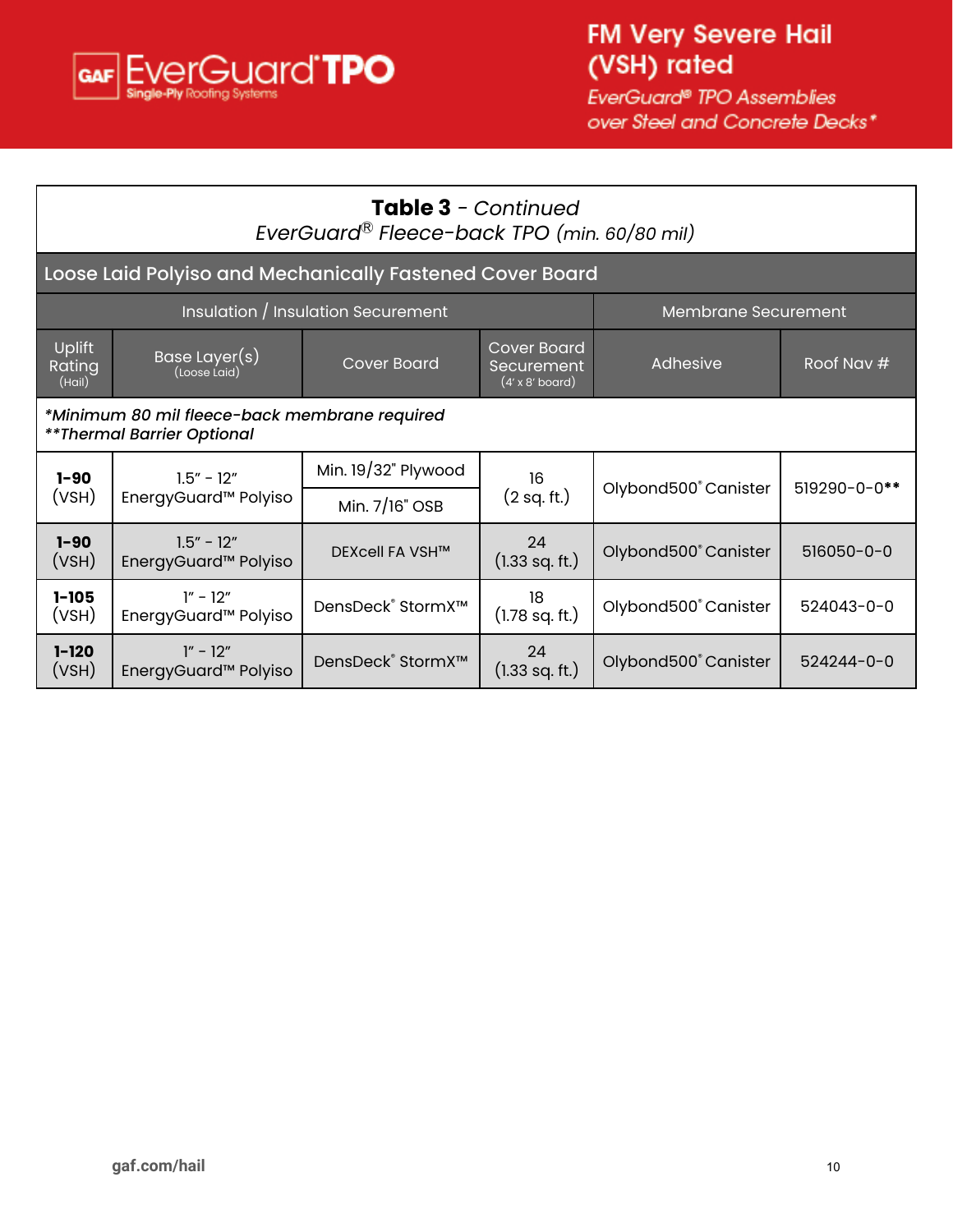# FM Very Severe Hail (VSH) rated

*EverGuard® TPO Assemblies over Steel and Concrete Decks**

## **Table 3** - *Continued*

*EverGuard® Fleece-back TPO (min. 60/80 mil)*

| Loose Laid Polyiso and Mechanically Fastened Cover Board | | | | | |
|---|---|---|---|---|---|
| Insulation / Insulation Securement | | | | Membrane Securement | |
| Uplift Rating (Hail) | Base Layer(s) (Loose Laid) | Cover Board | Cover Board Securement (4' x 8' board) | Adhesive | Roof Nav # |
| ****Minimum 80 mil fleece-back membrane required** <br> *****Thermal Barrier Optional** | | | | | |
| **1-90** (VSH) | 1.5" - 12" EnergyGuard™ Polyiso | Min. 19/32" Plywood <br> Min. 7/16" OSB | 16 (2 sq. ft.) | Olybond500® Canister | 519290-0-0** |
| **1-90** (VSH) | 1.5" - 12" EnergyGuard™ Polyiso | DEXcell FA VSH™ | 24 (1.33 sq. ft.) | Olybond500® Canister | 516050-0-0 |
| **1-105** (VSH) | 1" - 12" EnergyGuard™ Polyiso | DensDeck® StormX™ | 18 (1.78 sq. ft.) | Olybond500® Canister | 524043-0-0 |
| **1-120** (VSH) | 1" - 12" EnergyGuard™ Polyiso | DensDeck® StormX™ | 24 (1.33 sq. ft.) | Olybond500® Canister | 524244-0-0 |

gaf.com/hail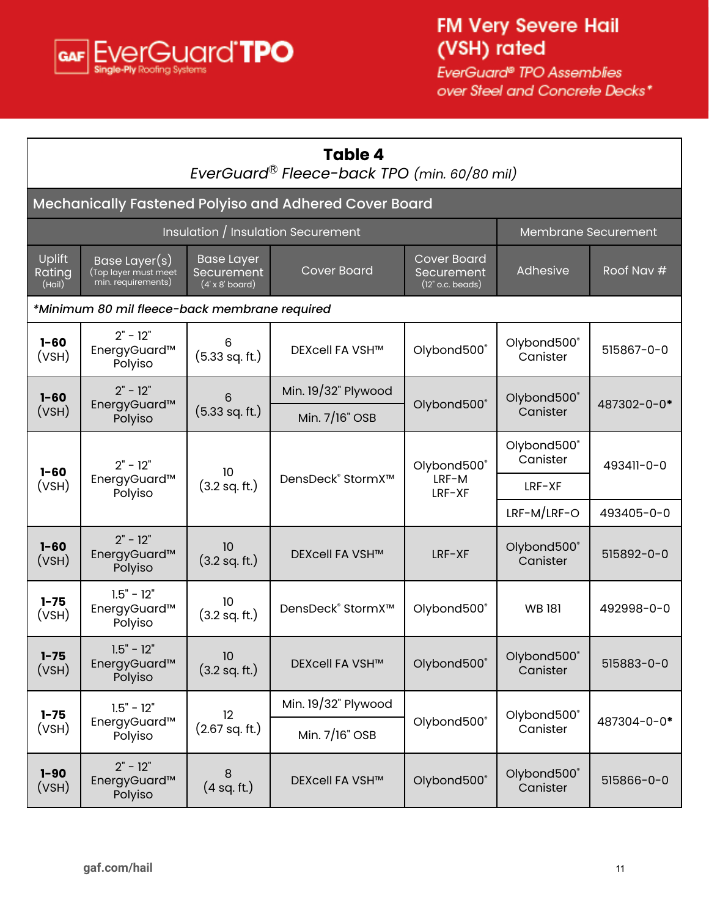# FM Very Severe Hail (VSH) rated

*EverGuard® TPO Assemblies over Steel and Concrete Decks**

## Table 4

*EverGuard® Fleece-back TPO (min. 60/80 mil)*

| Mechanically Fastened Polyiso and Adhered Cover Board | | | | | | |
|---|---|---|---|---|---|---|
| Insulation / Insulation Securement | | | | | Membrane Securement | |
| Uplift Rating (Hail) | Base Layer(s) (Top layer must meet min. requirements) | Base Layer Securement (4' x 8' board) | Cover Board | Cover Board Securement (12" o.c. beads) | Adhesive | Roof Nav # |
| *\*Minimum 80 mil fleece-back membrane required* | | | | | | |
| **1-60** (VSH) | 2" - 12" EnergyGuard™ Polyiso | 6 (5.33 sq. ft.) | DEXcell FA VSH™ | Olybond500® | Olybond500® Canister | 515867-0-0 |
| **1-60** (VSH) | 2" - 12" EnergyGuard™ Polyiso | 6 (5.33 sq. ft.) | Min. 19/32" Plywood<br>Min. 7/16" OSB | Olybond500® | Olybond500® Canister | 487302-0-0* |
| **1-60** (VSH) | 2" - 12" EnergyGuard™ Polyiso | 10 (3.2 sq. ft.) | DensDeck® StormX™ | Olybond500® LRF-M LRF-XF | Olybond500® Canister | 493411-0-0 |
| | | | | | LRF-XF | 493411-0-0 |
| | | | | | LRF-M/LRF-O | 493405-0-0 |
| **1-60** (VSH) | 2" - 12" EnergyGuard™ Polyiso | 10 (3.2 sq. ft.) | DEXcell FA VSH™ | LRF-XF | Olybond500® Canister | 515892-0-0 |
| **1-75** (VSH) | 1.5" - 12" EnergyGuard™ Polyiso | 10 (3.2 sq. ft.) | DensDeck® StormX™ | Olybond500® | WB 181 | 492998-0-0 |
| **1-75** (VSH) | 1.5" - 12" EnergyGuard™ Polyiso | 10 (3.2 sq. ft.) | DEXcell FA VSH™ | Olybond500® | Olybond500® Canister | 515883-0-0 |
| **1-75** (VSH) | 1.5" - 12" EnergyGuard™ Polyiso | 12 (2.67 sq. ft.) | Min. 19/32" Plywood<br>Min. 7/16" OSB | Olybond500® | Olybond500® Canister | 487304-0-0* |
| **1-90** (VSH) | 2" - 12" EnergyGuard™ Polyiso | 8 (4 sq. ft.) | DEXcell FA VSH™ | Olybond500® | Olybond500® Canister | 515866-0-0 |

gaf.com/hail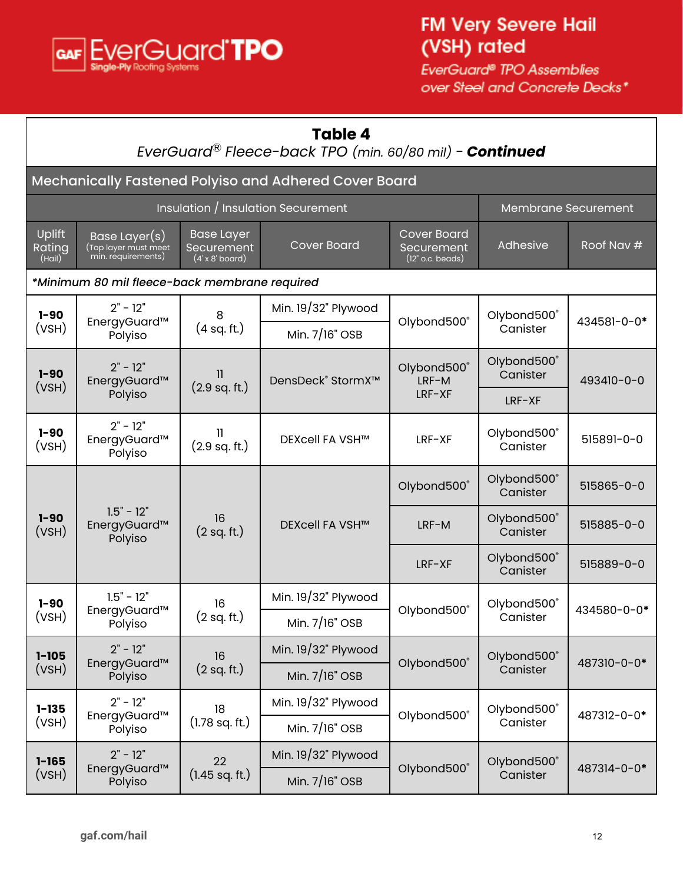# GAF EverGuard® TPO Single-Ply Roofing Systems

## FM Very Severe Hail (VSH) rated

*EverGuard® TPO Assemblies over Steel and Concrete Decks\**

### Table 4

*EverGuard® Fleece-back TPO (min. 60/80 mil) - **Continued***

#### Mechanically Fastened Polyiso and Adhered Cover Board

| Uplift Rating (Hail) | Base Layer(s) (Top layer must meet min. requirements) | Base Layer Securement (4' x 8' board) | Cover Board | Cover Board Securement (12" o.c. beads) | Adhesive | Roof Nav # |
|---|---|---|---|---|---|---|
| | Insulation / Insulation Securement | | | | Membrane Securement | |
| *\*Minimum 80 mil fleece-back membrane required* | | | | | | |
| **1-90** (VSH) | 2" - 12" EnergyGuard™ Polyiso | 8 (4 sq. ft.) | Min. 19/32" Plywood<br>Min. 7/16" OSB | Olybond500® | Olybond500® Canister | 434581-0-0* |
| **1-90** (VSH) | 2" - 12" EnergyGuard™ Polyiso | 11 (2.9 sq. ft.) | DensDeck® StormX™ | Olybond500® LRF-M LRF-XF | Olybond500® Canister<br>LRF-XF | 493410-0-0 |
| **1-90** (VSH) | 2" - 12" EnergyGuard™ Polyiso | 11 (2.9 sq. ft.) | DEXcell FA VSH™ | LRF-XF | Olybond500® Canister | 515891-0-0 |
| **1-90** (VSH) | 1.5" - 12" EnergyGuard™ Polyiso | 16 (2 sq. ft.) | DEXcell FA VSH™ | Olybond500® | Olybond500® Canister | 515865-0-0 |
| | | | | LRF-M | Olybond500® Canister | 515885-0-0 |
| | | | | LRF-XF | Olybond500® Canister | 515889-0-0 |
| **1-90** (VSH) | 1.5" - 12" EnergyGuard™ Polyiso | 16 (2 sq. ft.) | Min. 19/32" Plywood<br>Min. 7/16" OSB | Olybond500® | Olybond500® Canister | 434580-0-0* |
| **1-105** (VSH) | 2" - 12" EnergyGuard™ Polyiso | 16 (2 sq. ft.) | Min. 19/32" Plywood<br>Min. 7/16" OSB | Olybond500® | Olybond500® Canister | 487310-0-0* |
| **1-135** (VSH) | 2" - 12" EnergyGuard™ Polyiso | 18 (1.78 sq. ft.) | Min. 19/32" Plywood<br>Min. 7/16" OSB | Olybond500® | Olybond500® Canister | 487312-0-0* |
| **1-165** (VSH) | 2" - 12" EnergyGuard™ Polyiso | 22 (1.45 sq. ft.) | Min. 19/32" Plywood<br>Min. 7/16" OSB | Olybond500® | Olybond500® Canister | 487314-0-0* |

gaf.com/hail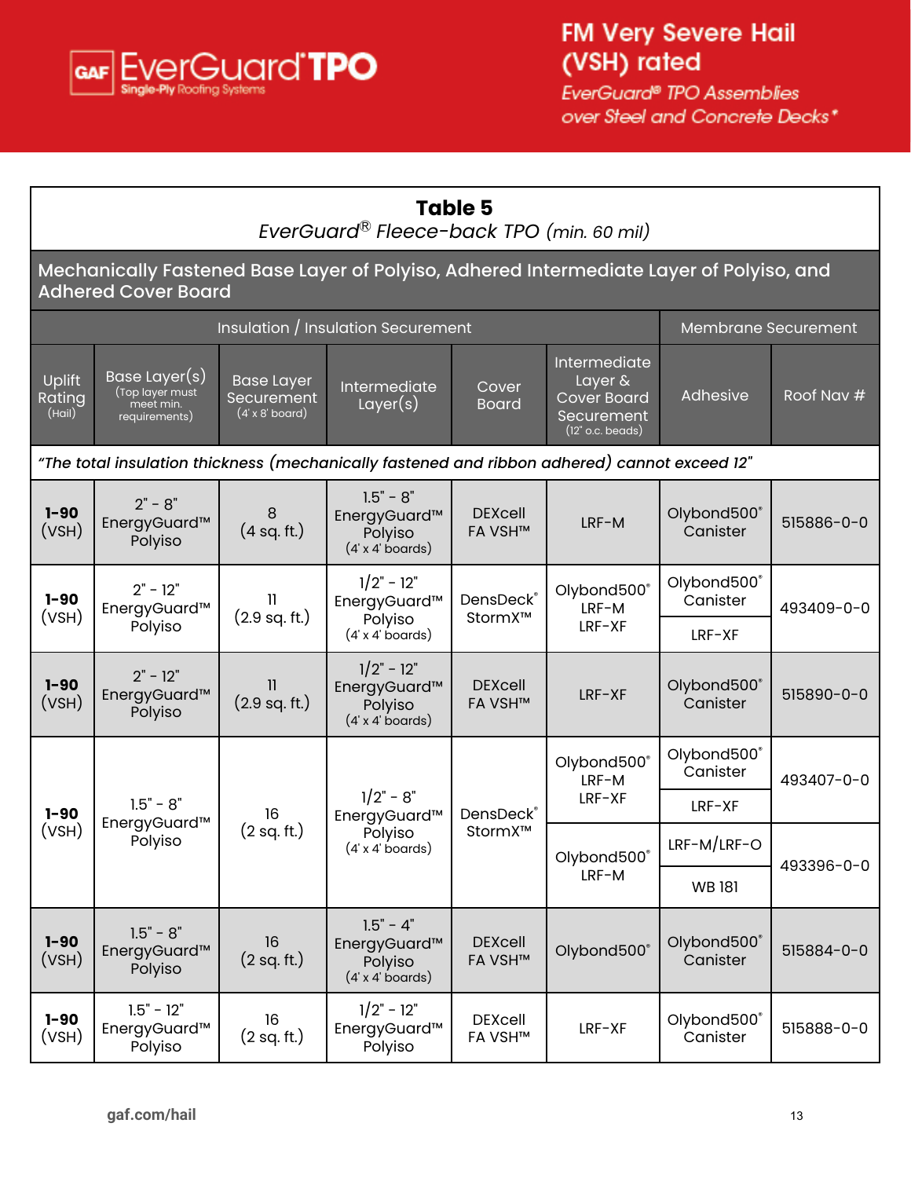GAF EverGuard® TPO Single-Ply Roofing Systems

# FM Very Severe Hail (VSH) rated

*EverGuard® TPO Assemblies over Steel and Concrete Decks**

## Table 5
*EverGuard® Fleece-back TPO (min. 60 mil)*

### Mechanically Fastened Base Layer of Polyiso, Adhered Intermediate Layer of Polyiso, and Adhered Cover Board

| Insulation / Insulation Securement | | | | | | Membrane Securement | |
|---|---|---|---|---|---|---|---|
| Uplift Rating (Hail) | Base Layer(s) (Top layer must meet min. requirements) | Base Layer Securement (4' x 8' board) | Intermediate Layer(s) | Cover Board | Intermediate Layer & Cover Board Securement (12" o.c. beads) | Adhesive | Roof Nav # |
| *"The total insulation thickness (mechanically fastened and ribbon adhered) cannot exceed 12"* | | | | | | | |
| **1-90** (VSH) | 2" - 8" EnergyGuard™ Polyiso | 8 (4 sq. ft.) | 1.5" - 8" EnergyGuard™ Polyiso (4' x 4' boards) | DEXcell FA VSH™ | LRF-M | Olybond500® Canister | 515886-0-0 |
| **1-90** (VSH) | 2" - 12" EnergyGuard™ Polyiso | 11 (2.9 sq. ft.) | 1/2" - 12" EnergyGuard™ Polyiso (4' x 4' boards) | DensDeck® StormX™ | Olybond500® LRF-M LRF-XF | Olybond500® Canister | 493409-0-0 |
| | | | | | | LRF-XF | 493409-0-0 |
| **1-90** (VSH) | 2" - 12" EnergyGuard™ Polyiso | 11 (2.9 sq. ft.) | 1/2" - 12" EnergyGuard™ Polyiso (4' x 4' boards) | DEXcell FA VSH™ | LRF-XF | Olybond500® Canister | 515890-0-0 |
| **1-90** (VSH) | 1.5" - 8" EnergyGuard™ Polyiso | 16 (2 sq. ft.) | 1/2" - 8" EnergyGuard™ Polyiso (4' x 4' boards) | DensDeck® StormX™ | Olybond500® LRF-M LRF-XF | Olybond500® Canister | 493407-0-0 |
| | | | | | | LRF-XF | 493407-0-0 |
| | | | | | Olybond500® LRF-M | LRF-M/LRF-O | 493396-0-0 |
| | | | | | | WB 181 | 493396-0-0 |
| **1-90** (VSH) | 1.5" - 8" EnergyGuard™ Polyiso | 16 (2 sq. ft.) | 1.5" - 4" EnergyGuard™ Polyiso (4' x 4' boards) | DEXcell FA VSH™ | Olybond500® | Olybond500® Canister | 515884-0-0 |
| **1-90** (VSH) | 1.5" - 12" EnergyGuard™ Polyiso | 16 (2 sq. ft.) | 1/2" - 12" EnergyGuard™ Polyiso | DEXcell FA VSH™ | LRF-XF | Olybond500® Canister | 515888-0-0 |

gaf.com/hail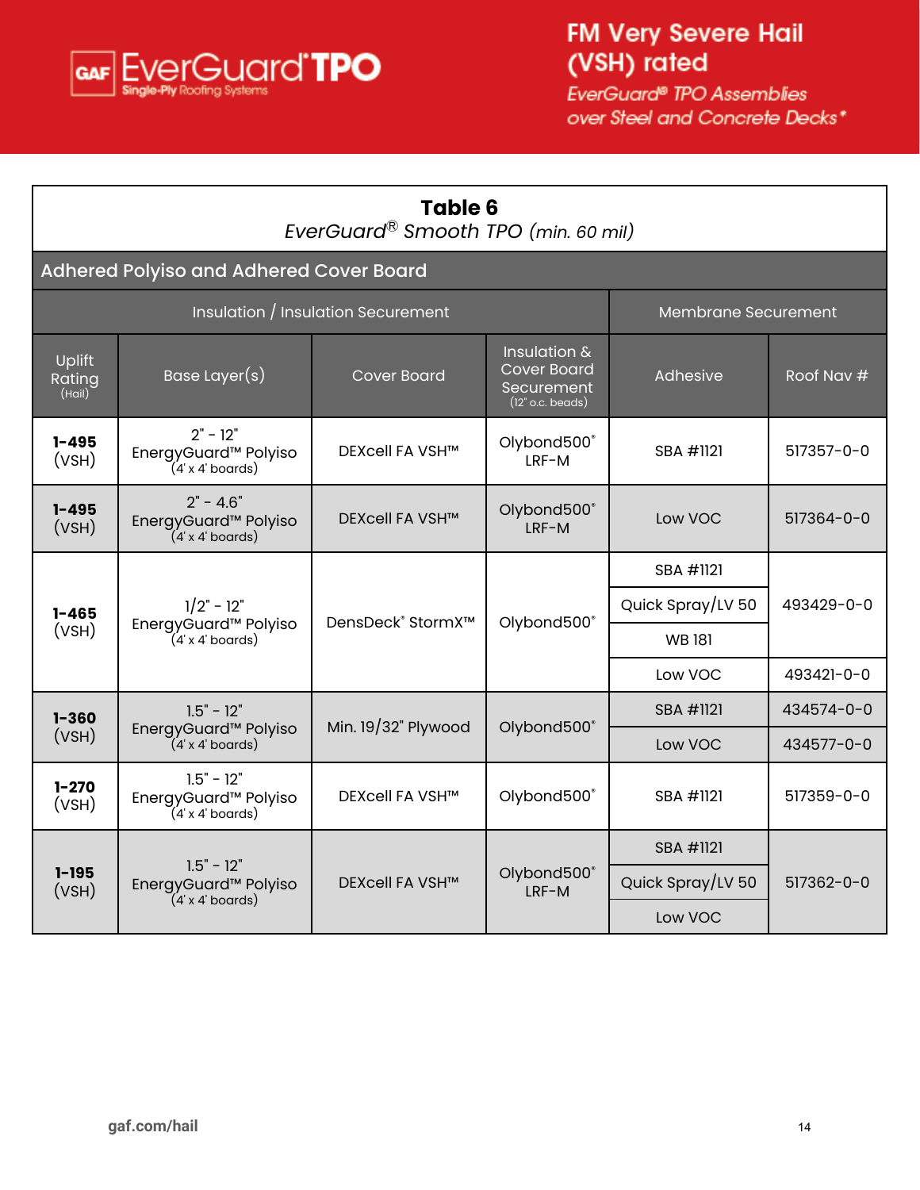# FM Very Severe Hail (VSH) rated

*EverGuard® TPO Assemblies over Steel and Concrete Decks**

## Table 6

*EverGuard® Smooth TPO (min. 60 mil)*

### Adhered Polyiso and Adhered Cover Board

| Insulation / Insulation Securement | | | | Membrane Securement | |
|---|---|---|---|---|---|
| Uplift Rating (Hail) | Base Layer(s) | Cover Board | Insulation & Cover Board Securement (12" o.c. beads) | Adhesive | Roof Nav # |
| **1-495** (VSH) | 2" - 12" EnergyGuard™ Polyiso (4' x 4' boards) | DEXcell FA VSH™ | Olybond500® LRF-M | SBA #1121 | 517357-0-0 |
| **1-495** (VSH) | 2" - 4.6" EnergyGuard™ Polyiso (4' x 4' boards) | DEXcell FA VSH™ | Olybond500® LRF-M | Low VOC | 517364-0-0 |
| **1-465** (VSH) | 1/2" - 12" EnergyGuard™ Polyiso (4' x 4' boards) | DensDeck® StormX™ | Olybond500® | SBA #1121 | 493429-0-0 |
| | | | | Quick Spray/LV 50 | |
| | | | | WB 181 | |
| | | | | Low VOC | 493421-0-0 |
| **1-360** (VSH) | 1.5" - 12" EnergyGuard™ Polyiso (4' x 4' boards) | Min. 19/32" Plywood | Olybond500® | SBA #1121 | 434574-0-0 |
| | | | | Low VOC | 434577-0-0 |
| **1-270** (VSH) | 1.5" - 12" EnergyGuard™ Polyiso (4' x 4' boards) | DEXcell FA VSH™ | Olybond500® | SBA #1121 | 517359-0-0 |
| **1-195** (VSH) | 1.5" - 12" EnergyGuard™ Polyiso (4' x 4' boards) | DEXcell FA VSH™ | Olybond500® LRF-M | SBA #1121 | 517362-0-0 |
| | | | | Quick Spray/LV 50 | |
| | | | | Low VOC | |

gaf.com/hail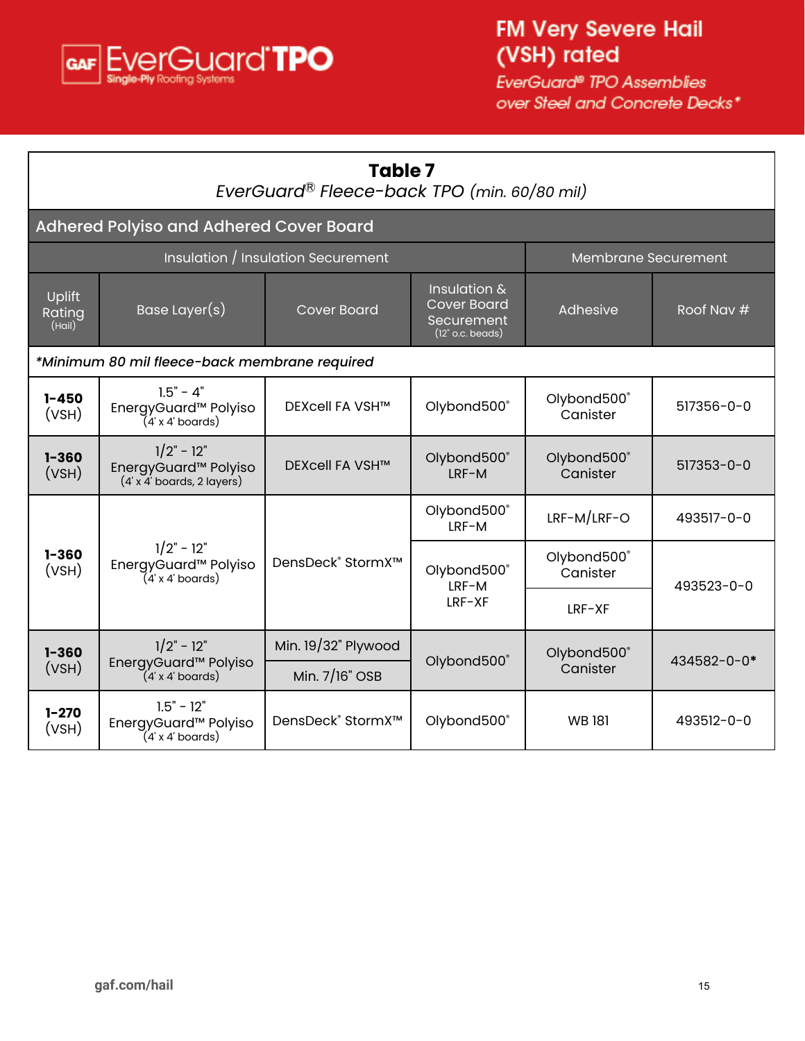# FM Very Severe Hail (VSH) rated

*EverGuard® TPO Assemblies over Steel and Concrete Decks**

## Table 7

*EverGuard® Fleece-back TPO (min. 60/80 mil)*

### Adhered Polyiso and Adhered Cover Board

| Insulation / Insulation Securement | | | | Membrane Securement | |
|---|---|---|---|---|---|
| Uplift Rating (Hail) | Base Layer(s) | Cover Board | Insulation & Cover Board Securement (12" o.c. beads) | Adhesive | Roof Nav # |
| *\*Minimum 80 mil fleece-back membrane required* | | | | | |
| **1-450** (VSH) | 1.5" - 4" EnergyGuard™ Polyiso (4' x 4' boards) | DEXcell FA VSH™ | Olybond500® | Olybond500® Canister | 517356-0-0 |
| **1-360** (VSH) | 1/2" - 12" EnergyGuard™ Polyiso (4' x 4' boards, 2 layers) | DEXcell FA VSH™ | Olybond500® LRF-M | Olybond500® Canister | 517353-0-0 |
| **1-360** (VSH) | 1/2" - 12" EnergyGuard™ Polyiso (4' x 4' boards) | DensDeck® StormX™ | Olybond500® LRF-M | LRF-M/LRF-O | 493517-0-0 |
| **1-360** (VSH) | 1/2" - 12" EnergyGuard™ Polyiso (4' x 4' boards) | DensDeck® StormX™ | Olybond500® LRF-M LRF-XF | Olybond500® Canister | 493523-0-0 |
| **1-360** (VSH) | 1/2" - 12" EnergyGuard™ Polyiso (4' x 4' boards) | DensDeck® StormX™ | Olybond500® LRF-M LRF-XF | LRF-XF | 493523-0-0 |
| **1-360** (VSH) | 1/2" - 12" EnergyGuard™ Polyiso (4' x 4' boards) | Min. 19/32" Plywood | Olybond500® | Olybond500® Canister | 434582-0-0* |
| **1-360** (VSH) | 1/2" - 12" EnergyGuard™ Polyiso (4' x 4' boards) | Min. 7/16" OSB | Olybond500® | Olybond500® Canister | 434582-0-0* |
| **1-270** (VSH) | 1.5" - 12" EnergyGuard™ Polyiso (4' x 4' boards) | DensDeck® StormX™ | Olybond500® | WB 181 | 493512-0-0 |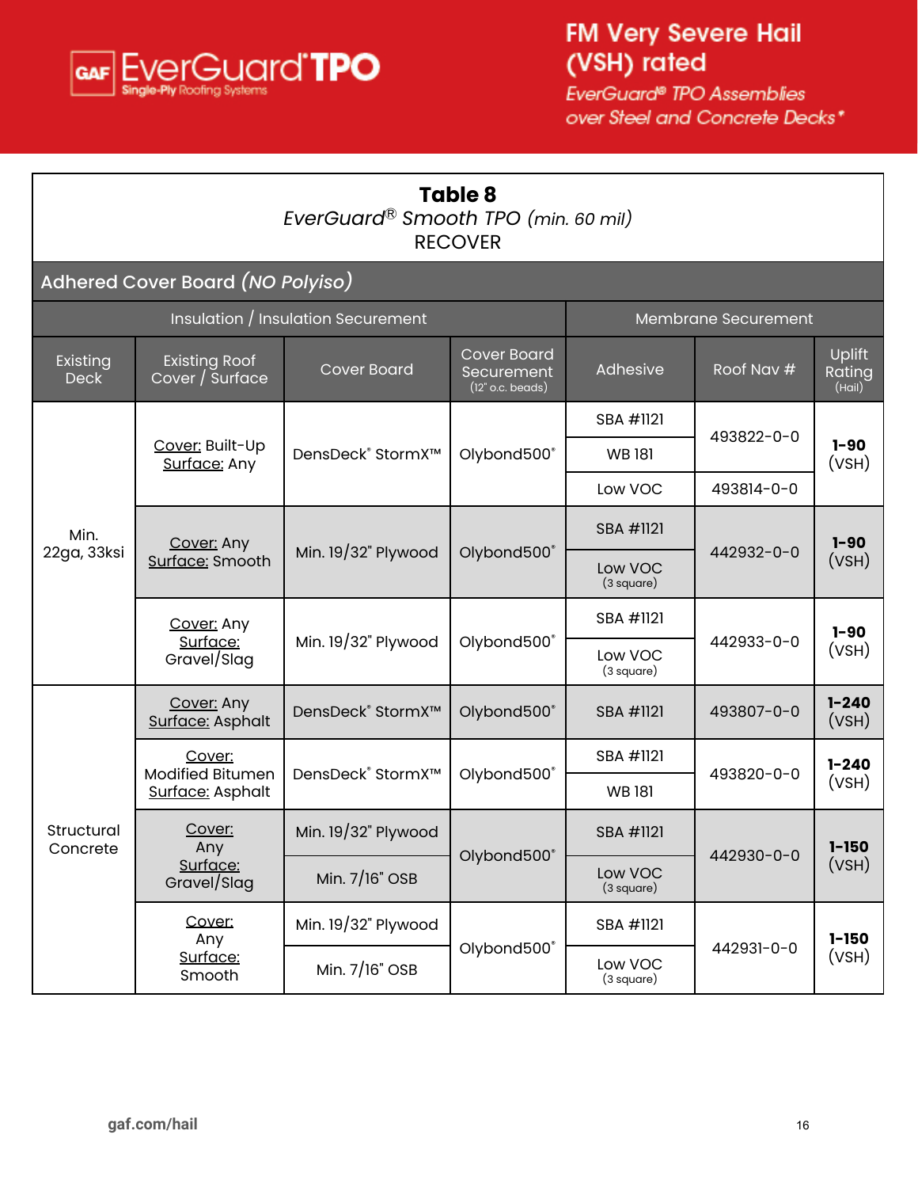# FM Very Severe Hail (VSH) rated

*EverGuard® TPO Assemblies over Steel and Concrete Decks\**

## Table 8

*EverGuard® Smooth TPO (min. 60 mil)*

RECOVER

### Adhered Cover Board *(NO Polyiso)*

| Insulation / Insulation Securement | | | | Membrane Securement | | |
|---|---|---|---|---|---|---|
| Existing Deck | Existing Roof Cover / Surface | Cover Board | Cover Board Securement (12" o.c. beads) | Adhesive | Roof Nav # | Uplift Rating (Hail) |
| Min. 22ga, 33ksi | Cover: Built-Up Surface: Any | DensDeck® StormX™ | Olybond500® | SBA #1121 | 493822-0-0 | **1-90** (VSH) |
| | | | | WB 181 | 493822-0-0 | |
| | | | | Low VOC | 493814-0-0 | |
| | Cover: Any Surface: Smooth | Min. 19/32" Plywood | Olybond500® | SBA #1121 | 442932-0-0 | **1-90** (VSH) |
| | | | | Low VOC (3 square) | | |
| | Cover: Any Surface: Gravel/Slag | Min. 19/32" Plywood | Olybond500® | SBA #1121 | 442933-0-0 | **1-90** (VSH) |
| | | | | Low VOC (3 square) | | |
| Structural Concrete | Cover: Any Surface: Asphalt | DensDeck® StormX™ | Olybond500® | SBA #1121 | 493807-0-0 | **1-240** (VSH) |
| | Cover: Modified Bitumen Surface: Asphalt | DensDeck® StormX™ | Olybond500® | SBA #1121 | 493820-0-0 | **1-240** (VSH) |
| | | | | WB 181 | | |
| | Cover: Any Surface: Gravel/Slag | Min. 19/32" Plywood | Olybond500® | SBA #1121 | 442930-0-0 | **1-150** (VSH) |
| | | Min. 7/16" OSB | | Low VOC (3 square) | | |
| | Cover: Any Surface: Smooth | Min. 19/32" Plywood | Olybond500® | SBA #1121 | 442931-0-0 | **1-150** (VSH) |
| | | Min. 7/16" OSB | | Low VOC (3 square) | | |

gaf.com/hail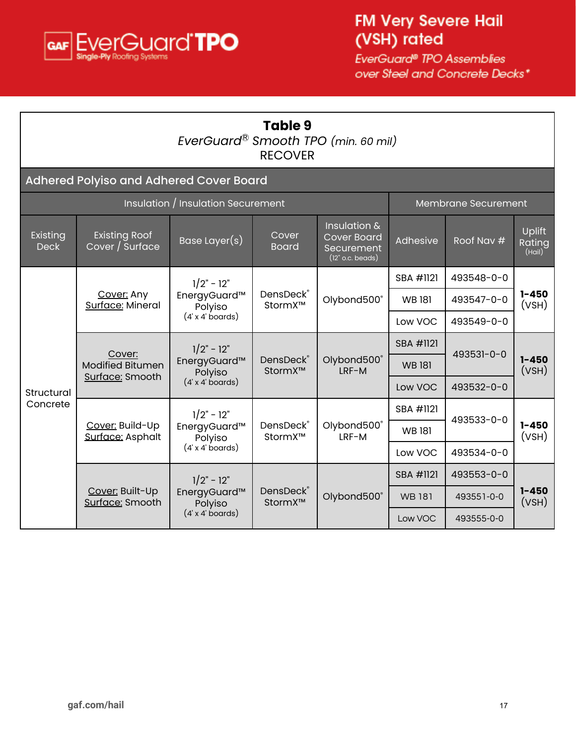# FM Very Severe Hail (VSH) rated

*EverGuard® TPO Assemblies over Steel and Concrete Decks**

## Table 9

*EverGuard® Smooth TPO (min. 60 mil)*

RECOVER

### Adhered Polyiso and Adhered Cover Board

| Insulation / Insulation Securement | | | | | Membrane Securement | | |
|---|---|---|---|---|---|---|---|
| Existing Deck | Existing Roof Cover / Surface | Base Layer(s) | Cover Board | Insulation & Cover Board Securement (12" o.c. beads) | Adhesive | Roof Nav # | Uplift Rating (Hail) |
| Structural Concrete | Cover: Any Surface: Mineral | 1/2" - 12" EnergyGuard™ Polyiso (4' x 4' boards) | DensDeck® StormX™ | Olybond500® | SBA #1121 | 493548-0-0 | 1-450 (VSH) |
| | | | | | WB 181 | 493547-0-0 | |
| | | | | | Low VOC | 493549-0-0 | |
| | Cover: Modified Bitumen Surface: Smooth | 1/2" - 12" EnergyGuard™ Polyiso (4' x 4' boards) | DensDeck® StormX™ | Olybond500® LRF-M | SBA #1121 | 493531-0-0 | 1-450 (VSH) |
| | | | | | WB 181 | | |
| | | | | | Low VOC | 493532-0-0 | |
| | Cover: Build-Up Surface: Asphalt | 1/2" - 12" EnergyGuard™ Polyiso (4' x 4' boards) | DensDeck® StormX™ | Olybond500® LRF-M | SBA #1121 | 493533-0-0 | 1-450 (VSH) |
| | | | | | WB 181 | | |
| | | | | | Low VOC | 493534-0-0 | |
| | Cover: Built-Up Surface: Smooth | 1/2" - 12" EnergyGuard™ Polyiso (4' x 4' boards) | DensDeck® StormX™ | Olybond500® | SBA #1121 | 493553-0-0 | 1-450 (VSH) |
| | | | | | WB 181 | 493551-0-0 | |
| | | | | | Low VOC | 493555-0-0 | |

gaf.com/hail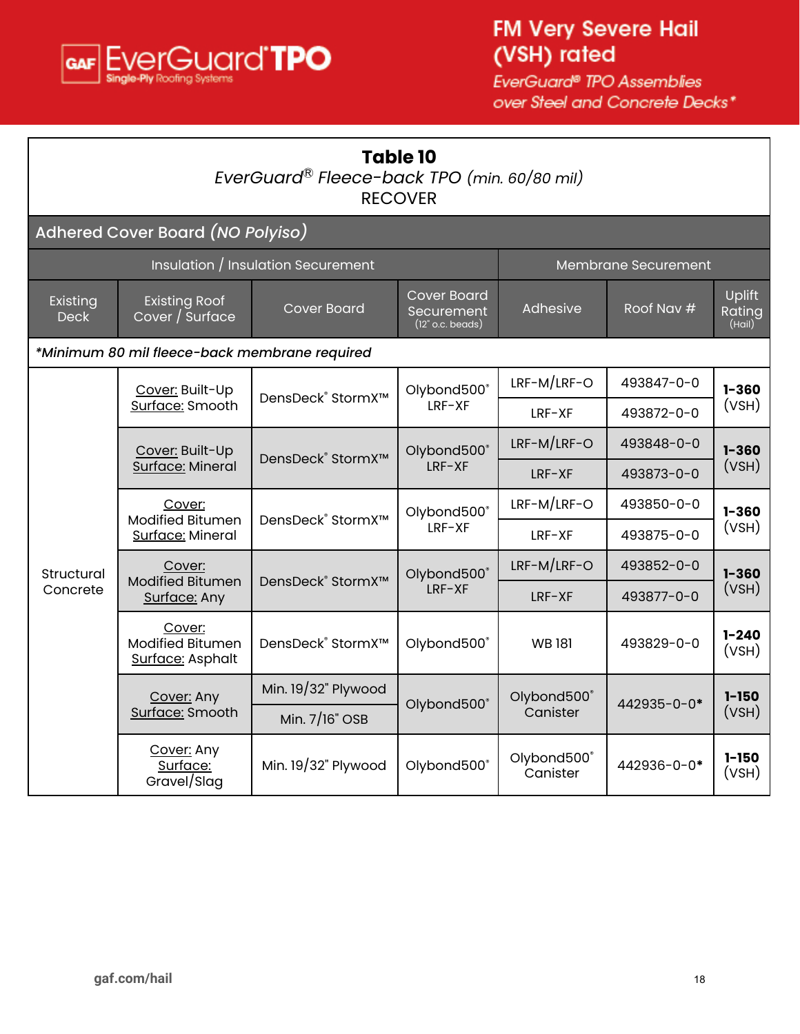# FM Very Severe Hail (VSH) rated

*EverGuard® TPO Assemblies over Steel and Concrete Decks**

## Table 10

*EverGuard® Fleece-back TPO (min. 60/80 mil)*

RECOVER

### Adhered Cover Board *(NO Polyiso)*

| Insulation / Insulation Securement | | | | Membrane Securement | | |
|---|---|---|---|---|---|---|
| Existing Deck | Existing Roof Cover / Surface | Cover Board | Cover Board Securement (12" o.c. beads) | Adhesive | Roof Nav # | Uplift Rating (Hail) |
| ****Minimum 80 mil fleece-back membrane required*** | | | | | | |
| Structural Concrete | Cover: Built-Up Surface: Smooth | DensDeck® StormX™ | Olybond500® LRF-XF | LRF-M/LRF-O | 493847-0-0 | **1-360** (VSH) |
| | | | | LRF-XF | 493872-0-0 | |
| | Cover: Built-Up Surface: Mineral | DensDeck® StormX™ | Olybond500® LRF-XF | LRF-M/LRF-O | 493848-0-0 | **1-360** (VSH) |
| | | | | LRF-XF | 493873-0-0 | |
| | Cover: Modified Bitumen Surface: Mineral | DensDeck® StormX™ | Olybond500® LRF-XF | LRF-M/LRF-O | 493850-0-0 | **1-360** (VSH) |
| | | | | LRF-XF | 493875-0-0 | |
| | Cover: Modified Bitumen Surface: Any | DensDeck® StormX™ | Olybond500® LRF-XF | LRF-M/LRF-O | 493852-0-0 | **1-360** (VSH) |
| | | | | LRF-XF | 493877-0-0 | |
| | Cover: Modified Bitumen Surface: Asphalt | DensDeck® StormX™ | Olybond500® | WB 181 | 493829-0-0 | **1-240** (VSH) |
| | Cover: Any Surface: Smooth | Min. 19/32" Plywood | Olybond500® | Olybond500® Canister | 442935-0-0* | **1-150** (VSH) |
| | | Min. 7/16" OSB | | | | |
| | Cover: Any Surface: Gravel/Slag | Min. 19/32" Plywood | Olybond500® | Olybond500® Canister | 442936-0-0* | **1-150** (VSH) |

gaf.com/hail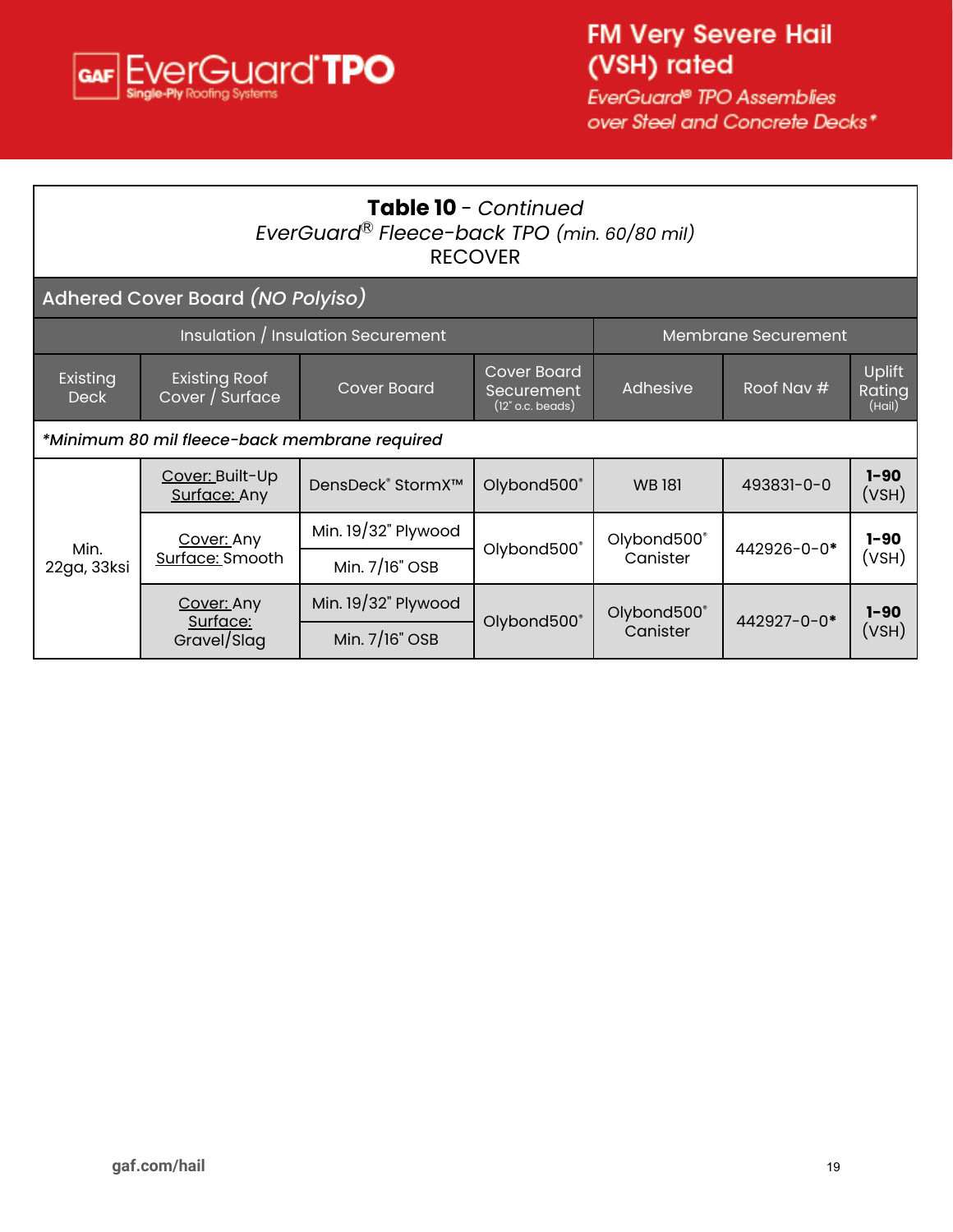# FM Very Severe Hail (VSH) rated

*EverGuard® TPO Assemblies over Steel and Concrete Decks**

**Table 10** - *Continued*
*EverGuard® Fleece-back TPO (min. 60/80 mil)*
RECOVER

| Adhered Cover Board *(NO Polyiso)* | | | | | | |
|---|---|---|---|---|---|---|
| Insulation / Insulation Securement | | | | Membrane Securement | | |
| Existing Deck | Existing Roof Cover / Surface | Cover Board | Cover Board Securement (12" o.c. beads) | Adhesive | Roof Nav # | Uplift Rating (Hail) |
| *\*Minimum 80 mil fleece-back membrane required* | | | | | | |
| Min. 22ga, 33ksi | Cover: Built-Up Surface: Any | DensDeck® StormX™ | Olybond500® | WB 181 | 493831-0-0 | **1-90** (VSH) |
| | Cover: Any Surface: Smooth | Min. 19/32" Plywood | Olybond500® | Olybond500® Canister | 442926-0-0* | **1-90** (VSH) |
| | | Min. 7/16" OSB | | | | |
| | Cover: Any Surface: Gravel/Slag | Min. 19/32" Plywood | Olybond500® | Olybond500® Canister | 442927-0-0* | **1-90** (VSH) |
| | | Min. 7/16" OSB | | | | |

gaf.com/hail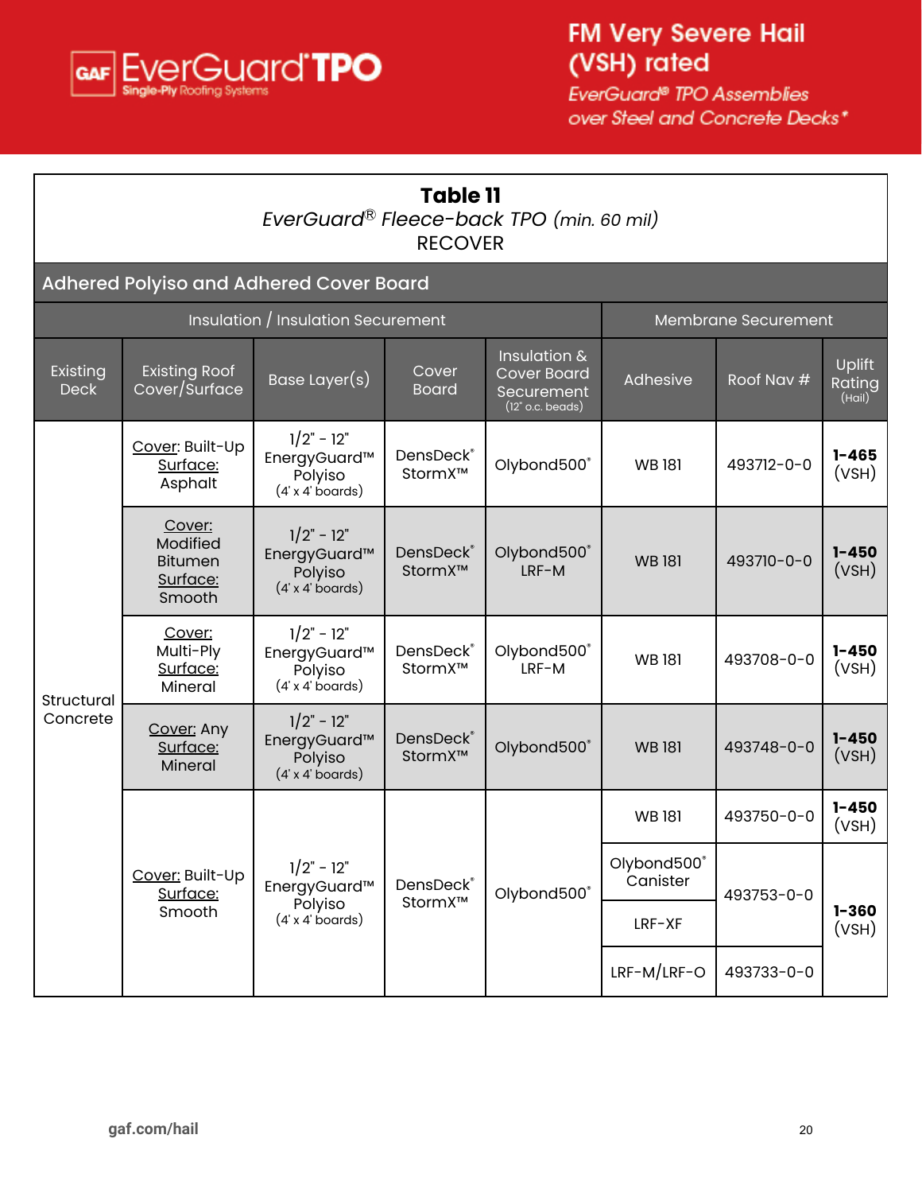**FM Very Severe Hail (VSH) rated**

*EverGuard® TPO Assemblies over Steel and Concrete Decks**

# Table 11

*EverGuard® Fleece-back TPO* (*min. 60 mil*)

RECOVER

## Adhered Polyiso and Adhered Cover Board

| Insulation / Insulation Securement | | | | | Membrane Securement | | |
|---|---|---|---|---|---|---|---|
| Existing Deck | Existing Roof Cover/Surface | Base Layer(s) | Cover Board | Insulation & Cover Board Securement (12" o.c. beads) | Adhesive | Roof Nav # | Uplift Rating (Hail) |
| Structural Concrete | Cover: Built-Up Surface: Asphalt | 1/2" - 12" EnergyGuard™ Polyiso (4' x 4' boards) | DensDeck® StormX™ | Olybond500® | WB 181 | 493712-0-0 | **1-465** (VSH) |
| | Cover: Modified Bitumen Surface: Smooth | 1/2" - 12" EnergyGuard™ Polyiso (4' x 4' boards) | DensDeck® StormX™ | Olybond500® LRF-M | WB 181 | 493710-0-0 | **1-450** (VSH) |
| | Cover: Multi-Ply Surface: Mineral | 1/2" - 12" EnergyGuard™ Polyiso (4' x 4' boards) | DensDeck® StormX™ | Olybond500® LRF-M | WB 181 | 493708-0-0 | **1-450** (VSH) |
| | Cover: Any Surface: Mineral | 1/2" - 12" EnergyGuard™ Polyiso (4' x 4' boards) | DensDeck® StormX™ | Olybond500® | WB 181 | 493748-0-0 | **1-450** (VSH) |
| | Cover: Built-Up Surface: Smooth | 1/2" - 12" EnergyGuard™ Polyiso (4' x 4' boards) | DensDeck® StormX™ | Olybond500® | WB 181 | 493750-0-0 | **1-450** (VSH) |
| | | | | | Olybond500® Canister | 493753-0-0 | **1-360** (VSH) |
| | | | | | LRF-XF | 493753-0-0 | **1-360** (VSH) |
| | | | | | LRF-M/LRF-O | 493733-0-0 | **1-360** (VSH) |

gaf.com/hail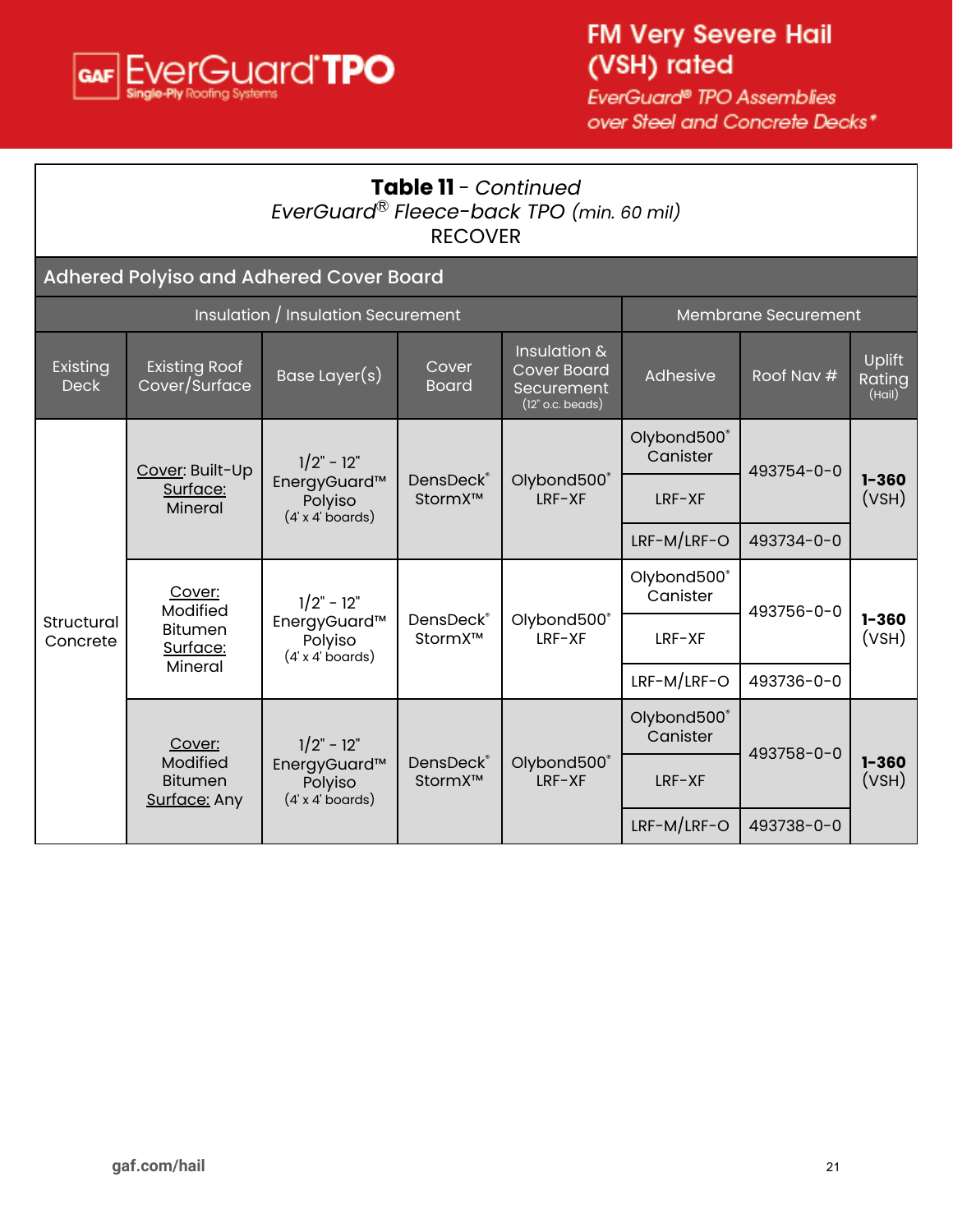# FM Very Severe Hail (VSH) rated

*EverGuard® TPO Assemblies over Steel and Concrete Decks**

**Table 11** - *Continued*
*EverGuard® Fleece-back TPO (min. 60 mil)*
RECOVER

## Adhered Polyiso and Adhered Cover Board

| Insulation / Insulation Securement | | | | | Membrane Securement | | |
|---|---|---|---|---|---|---|---|
| Existing Deck | Existing Roof Cover/Surface | Base Layer(s) | Cover Board | Insulation & Cover Board Securement (12" o.c. beads) | Adhesive | Roof Nav # | Uplift Rating (Hail) |
| Structural Concrete | Cover: Built-Up Surface: Mineral | 1/2" - 12" EnergyGuard™ Polyiso (4' x 4' boards) | DensDeck® StormX™ | Olybond500® LRF-XF | Olybond500® Canister | 493754-0-0 | **1-360** (VSH) |
| | | | | | LRF-XF | 493754-0-0 | |
| | | | | | LRF-M/LRF-O | 493734-0-0 | |
| | Cover: Modified Bitumen Surface: Mineral | 1/2" - 12" EnergyGuard™ Polyiso (4' x 4' boards) | DensDeck® StormX™ | Olybond500® LRF-XF | Olybond500® Canister | 493756-0-0 | **1-360** (VSH) |
| | | | | | LRF-XF | 493756-0-0 | |
| | | | | | LRF-M/LRF-O | 493736-0-0 | |
| | Cover: Modified Bitumen Surface: Any | 1/2" - 12" EnergyGuard™ Polyiso (4' x 4' boards) | DensDeck® StormX™ | Olybond500® LRF-XF | Olybond500® Canister | 493758-0-0 | **1-360** (VSH) |
| | | | | | LRF-XF | 493758-0-0 | |
| | | | | | LRF-M/LRF-O | 493738-0-0 | |

gaf.com/hail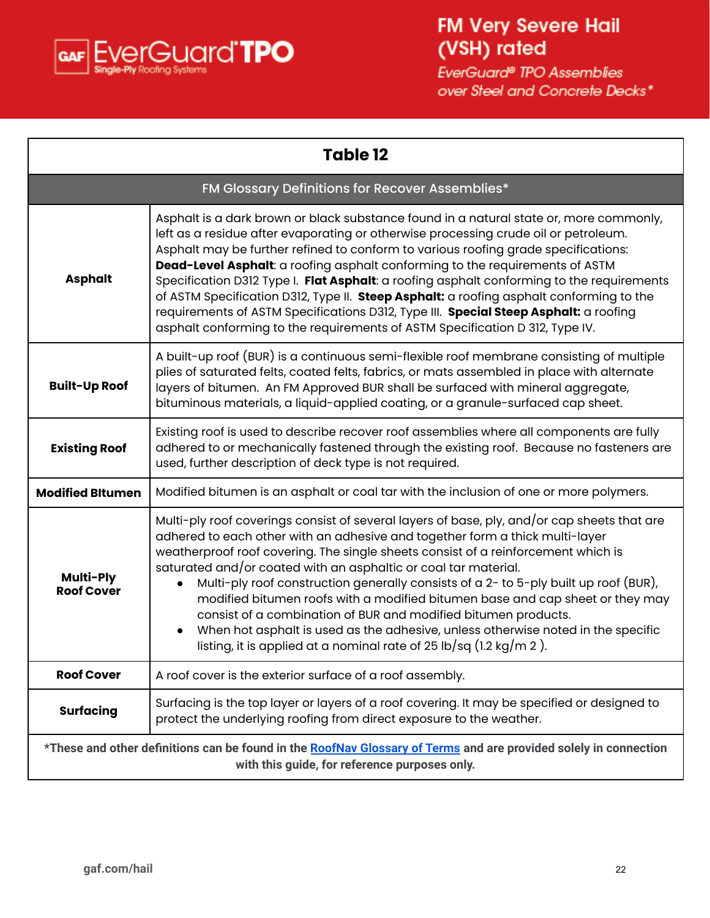| Table 12 | |
|---|---|
| **FM Glossary Definitions for Recover Assemblies*** | |
| **Asphalt** | Asphalt is a dark brown or black substance found in a natural state or, more commonly, left as a residue after evaporating or otherwise processing crude oil or petroleum. Asphalt may be further refined to conform to various roofing grade specifications: **Dead-Level Asphalt**: a roofing asphalt conforming to the requirements of ASTM Specification D312 Type I. **Flat Asphalt**: a roofing asphalt conforming to the requirements of ASTM Specification D312, Type II. **Steep Asphalt:** a roofing asphalt conforming to the requirements of ASTM Specifications D312, Type III. **Special Steep Asphalt:** a roofing asphalt conforming to the requirements of ASTM Specification D 312, Type IV. |
| **Built-Up Roof** | A built-up roof (BUR) is a continuous semi-flexible roof membrane consisting of multiple plies of saturated felts, coated felts, fabrics, or mats assembled in place with alternate layers of bitumen. An FM Approved BUR shall be surfaced with mineral aggregate, bituminous materials, a liquid-applied coating, or a granule-surfaced cap sheet. |
| **Existing Roof** | Existing roof is used to describe recover roof assemblies where all components are fully adhered to or mechanically fastened through the existing roof. Because no fasteners are used, further description of deck type is not required. |
| **Modified Bitumen** | Modified bitumen is an asphalt or coal tar with the inclusion of one or more polymers. |
| **Multi-Ply Roof Cover** | Multi-ply roof coverings consist of several layers of base, ply, and/or cap sheets that are adhered to each other with an adhesive and together form a thick multi-layer weatherproof roof covering. The single sheets consist of a reinforcement which is saturated and/or coated with an asphaltic or coal tar material.<br>• Multi-ply roof construction generally consists of a 2- to 5-ply built up roof (BUR), modified bitumen roofs with a modified bitumen base and cap sheet or they may consist of a combination of BUR and modified bitumen products.<br>• When hot asphalt is used as the adhesive, unless otherwise noted in the specific listing, it is applied at a nominal rate of 25 lb/sq (1.2 kg/m 2 ). |
| **Roof Cover** | A roof cover is the exterior surface of a roof assembly. |
| **Surfacing** | Surfacing is the top layer or layers of a roof covering. It may be specified or designed to protect the underlying roofing from direct exposure to the weather. |

***These and other definitions can be found in the RoofNav Glossary of Terms and are provided solely in connection with this guide, for reference purposes only.**